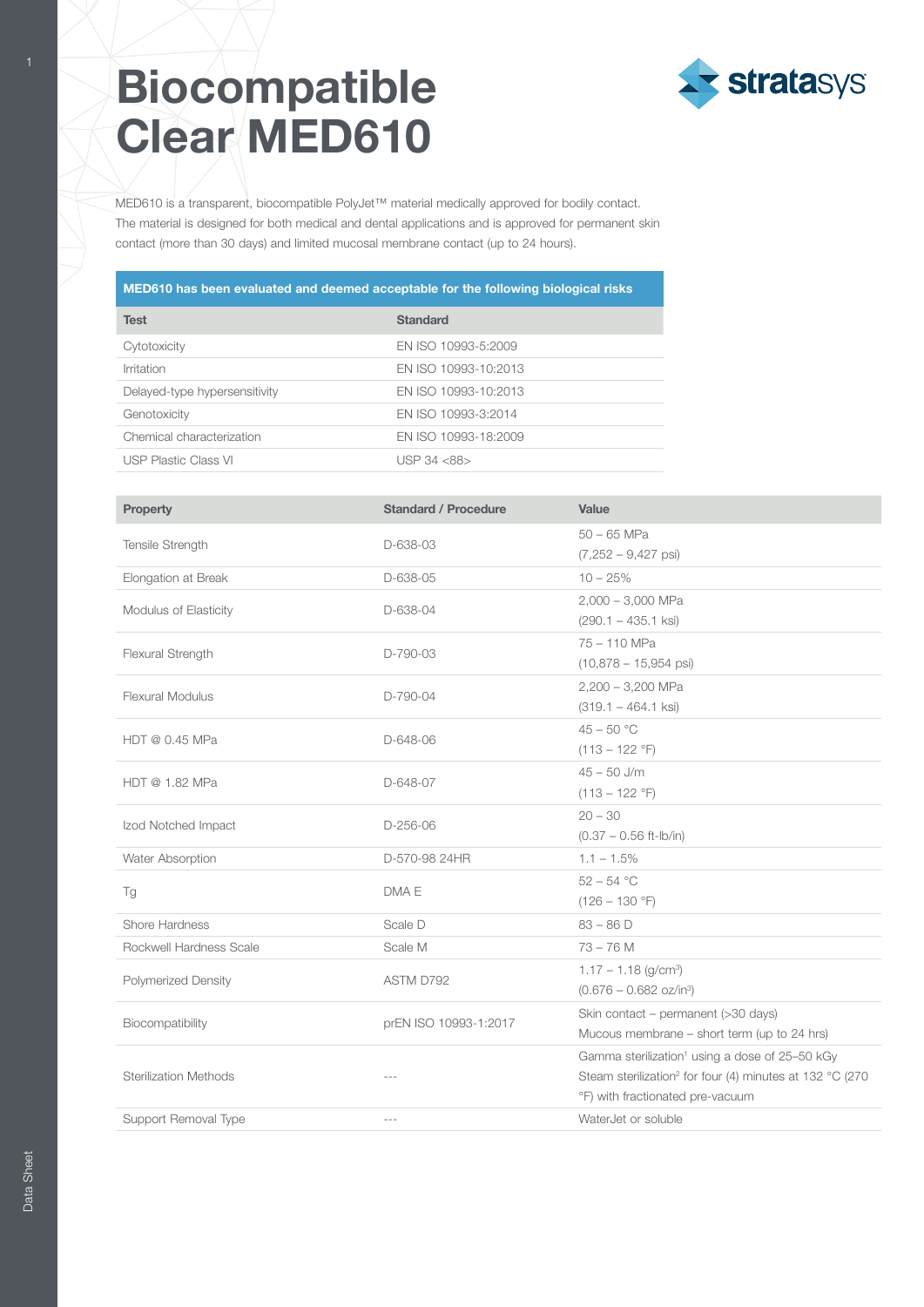# Biocompatible Clear MED610

MED610 is a transparent, biocompatible PolyJet™ material medically approved for bodily contact. The material is designed for both medical and dental applications and is approved for permanent skin contact (more than 30 days) and limited mucosal membrane contact (up to 24 hours).

**MED610 has been evaluated and deemed acceptable for the following biological risks**

| Test | Standard |
|---|---|
| Cytotoxicity | EN ISO 10993-5:2009 |
| Irritation | EN ISO 10993-10:2013 |
| Delayed-type hypersensitivity | EN ISO 10993-10:2013 |
| Genotoxicity | EN ISO 10993-3:2014 |
| Chemical characterization | EN ISO 10993-18:2009 |
| USP Plastic Class VI | USP 34 <88> |

| Property | Standard / Procedure | Value |
|---|---|---|
| Tensile Strength | D-638-03 | 50 – 65 MPa (7,252 – 9,427 psi) |
| Elongation at Break | D-638-05 | 10 – 25% |
| Modulus of Elasticity | D-638-04 | 2,000 – 3,000 MPa (290.1 – 435.1 ksi) |
| Flexural Strength | D-790-03 | 75 – 110 MPa (10,878 – 15,954 psi) |
| Flexural Modulus | D-790-04 | 2,200 – 3,200 MPa (319.1 – 464.1 ksi) |
| HDT @ 0.45 MPa | D-648-06 | 45 – 50 °C (113 – 122 °F) |
| HDT @ 1.82 MPa | D-648-07 | 45 – 50 J/m (113 – 122 °F) |
| Izod Notched Impact | D-256-06 | 20 – 30 (0.37 – 0.56 ft-lb/in) |
| Water Absorption | D-570-98 24HR | 1.1 – 1.5% |
| Tg | DMA E | 52 – 54 °C (126 – 130 °F) |
| Shore Hardness | Scale D | 83 – 86 D |
| Rockwell Hardness Scale | Scale M | 73 – 76 M |
| Polymerized Density | ASTM D792 | 1.17 – 1.18 (g/cm$^3$) (0.676 – 0.682 oz/in$^3$) |
| Biocompatibility | prEN ISO 10993-1:2017 | Skin contact – permanent (>30 days) Mucous membrane – short term (up to 24 hrs) |
| Sterilization Methods | --- | Gamma sterilization[1] using a dose of 25–50 kGy Steam sterilization[2] for four (4) minutes at 132 °C (270 °F) with fractionated pre-vacuum |
| Support Removal Type | --- | WaterJet or soluble |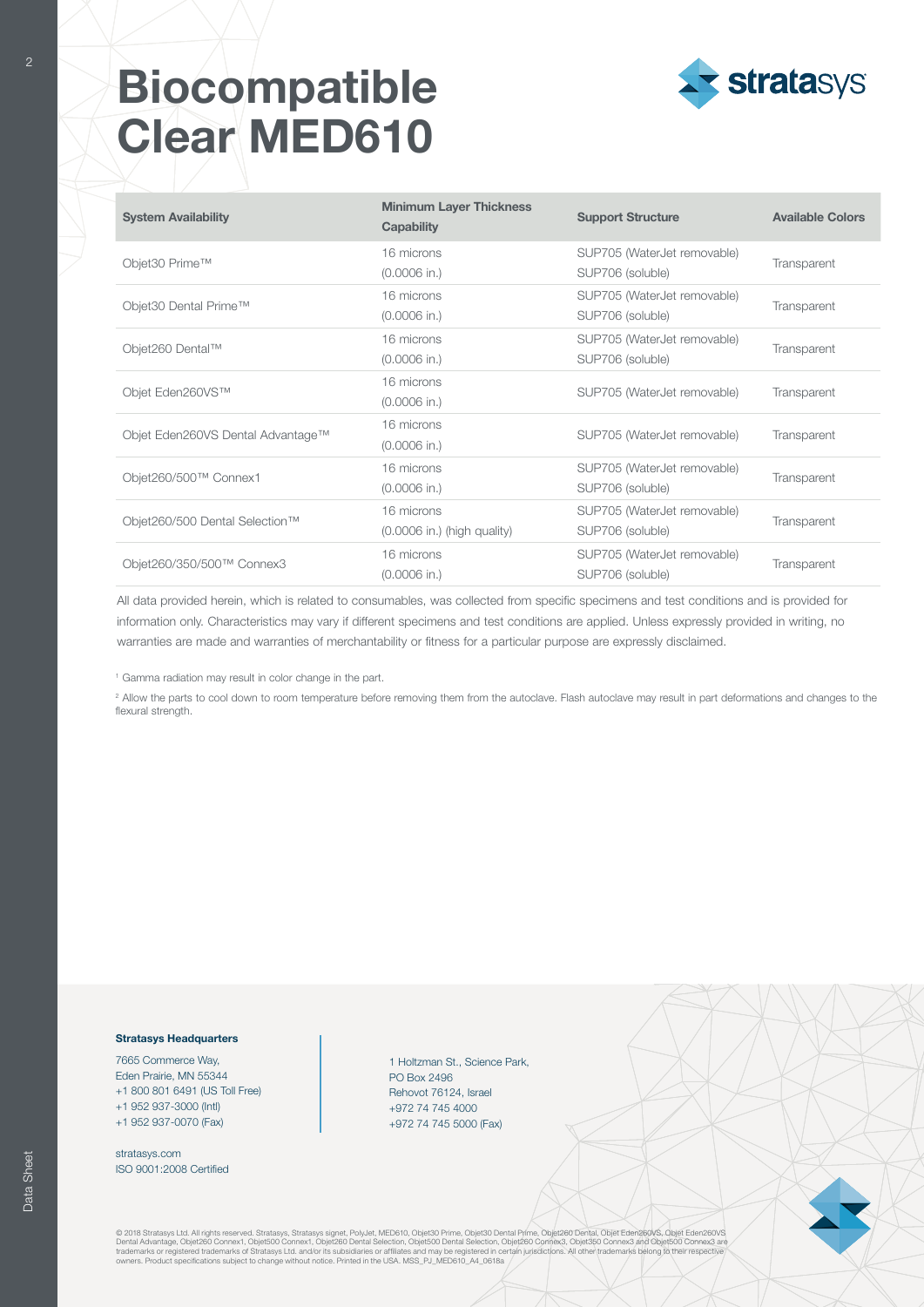# Biocompatible Clear MED610

| System Availability | Minimum Layer Thickness Capability | Support Structure | Available Colors |
| --- | --- | --- | --- |
| Objet30 Prime™ | 16 microns (0.0006 in.) | SUP705 (WaterJet removable) SUP706 (soluble) | Transparent |
| Objet30 Dental Prime™ | 16 microns (0.0006 in.) | SUP705 (WaterJet removable) SUP706 (soluble) | Transparent |
| Objet260 Dental™ | 16 microns (0.0006 in.) | SUP705 (WaterJet removable) SUP706 (soluble) | Transparent |
| Objet Eden260VS™ | 16 microns (0.0006 in.) | SUP705 (WaterJet removable) | Transparent |
| Objet Eden260VS Dental Advantage™ | 16 microns (0.0006 in.) | SUP705 (WaterJet removable) | Transparent |
| Objet260/500™ Connex1 | 16 microns (0.0006 in.) | SUP705 (WaterJet removable) SUP706 (soluble) | Transparent |
| Objet260/500 Dental Selection™ | 16 microns (0.0006 in.) (high quality) | SUP705 (WaterJet removable) SUP706 (soluble) | Transparent |
| Objet260/350/500™ Connex3 | 16 microns (0.0006 in.) | SUP705 (WaterJet removable) SUP706 (soluble) | Transparent |

All data provided herein, which is related to consumables, was collected from specific specimens and test conditions and is provided for information only. Characteristics may vary if different specimens and test conditions are applied. Unless expressly provided in writing, no warranties are made and warranties of merchantability or fitness for a particular purpose are expressly disclaimed.

[1] Gamma radiation may result in color change in the part.

[2] Allow the parts to cool down to room temperature before removing them from the autoclave. Flash autoclave may result in part deformations and changes to the flexural strength.

**Stratasys Headquarters**

7665 Commerce Way,
Eden Prairie, MN 55344
+1 800 801 6491 (US Toll Free)
+1 952 937-3000 (Intl)
+1 952 937-0070 (Fax)

stratasys.com
ISO 9001:2008 Certified

1 Holtzman St., Science Park,
PO Box 2496
Rehovot 76124, Israel
+972 74 745 4000
+972 74 745 5000 (Fax)

© 2018 Stratasys Ltd. All rights reserved. Stratasys, Stratasys signet, PolyJet, MED610, Objet30 Prime, Objet30 Dental Prime, Objet260 Dental, Objet Eden260VS, Objet Eden260VS Dental Advantage, Objet260 Connex1, Objet500 Connex1, Objet260 Dental Selection, Objet500 Dental Selection, Objet260 Connex3, Objet350 Connex3 and Objet500 Connex3 are trademarks or registered trademarks of Stratasys Ltd. and/or its subsidiaries or affiliates and may be registered in certain jurisdictions. All other trademarks belong to their respective owners. Product specifications subject to change without notice. Printed in the USA. MSS_PJ_MED610_A4_0618a